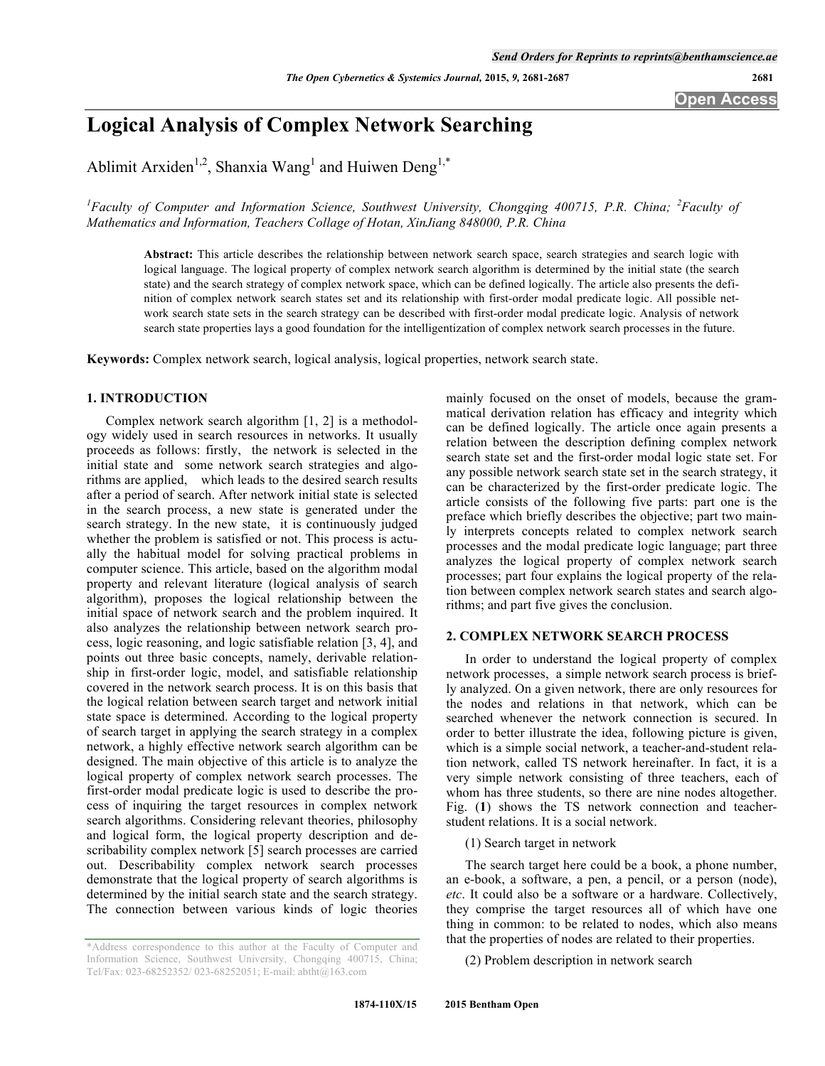# Logical Analysis of Complex Network Searching

Ablimit Arxiden[1,2], Shanxia Wang[1] and Huiwen Deng[1,*]

[1]Faculty of Computer and Information Science, Southwest University, Chongqing 400715, P.R. China; [2]Faculty of Mathematics and Information, Teachers Collage of Hotan, XinJiang 848000, P.R. China

**Abstract:** This article describes the relationship between network search space, search strategies and search logic with logical language. The logical property of complex network search algorithm is determined by the initial state (the search state) and the search strategy of complex network space, which can be defined logically. The article also presents the definition of complex network search states set and its relationship with first-order modal predicate logic. All possible network search state sets in the search strategy can be described with first-order modal predicate logic. Analysis of network search state properties lays a good foundation for the intelligentization of complex network search processes in the future.

**Keywords:** Complex network search, logical analysis, logical properties, network search state.

## 1. INTRODUCTION

Complex network search algorithm [1, 2] is a methodology widely used in search resources in networks. It usually proceeds as follows: firstly, the network is selected in the initial state and some network search strategies and algorithms are applied, which leads to the desired search results after a period of search. After network initial state is selected in the search process, a new state is generated under the search strategy. In the new state, it is continuously judged whether the problem is satisfied or not. This process is actually the habitual model for solving practical problems in computer science. This article, based on the algorithm modal property and relevant literature (logical analysis of search algorithm), proposes the logical relationship between the initial space of network search and the problem inquired. It also analyzes the relationship between network search process, logic reasoning, and logic satisfiable relation [3, 4], and points out three basic concepts, namely, derivable relationship in first-order logic, model, and satisfiable relationship covered in the network search process. It is on this basis that the logical relation between search target and network initial state space is determined. According to the logical property of search target in applying the search strategy in a complex network, a highly effective network search algorithm can be designed. The main objective of this article is to analyze the logical property of complex network search processes. The first-order modal predicate logic is used to describe the process of inquiring the target resources in complex network search algorithms. Considering relevant theories, philosophy and logical form, the logical property description and describability complex network [5] search processes are carried out. Describability complex network search processes demonstrate that the logical property of search algorithms is determined by the initial search state and the search strategy. The connection between various kinds of logic theories mainly focused on the onset of models, because the grammatical derivation relation has efficacy and integrity which can be defined logically. The article once again presents a relation between the description defining complex network search state set and the first-order modal logic state set. For any possible network search state set in the search strategy, it can be characterized by the first-order predicate logic. The article consists of the following five parts: part one is the preface which briefly describes the objective; part two mainly interprets concepts related to complex network search processes and the modal predicate logic language; part three analyzes the logical property of complex network search processes; part four explains the logical property of the relation between complex network search states and search algorithms; and part five gives the conclusion.

## 2. COMPLEX NETWORK SEARCH PROCESS

In order to understand the logical property of complex network processes, a simple network search process is briefly analyzed. On a given network, there are only resources for the nodes and relations in that network, which can be searched whenever the network connection is secured. In order to better illustrate the idea, following picture is given, which is a simple social network, a teacher-and-student relation network, called TS network hereinafter. In fact, it is a very simple network consisting of three teachers, each of whom has three students, so there are nine nodes altogether. Fig. (**1**) shows the TS network connection and teacher-student relations. It is a social network.

(1) Search target in network

The search target here could be a book, a phone number, an e-book, a software, a pen, a pencil, or a person (node), *etc*. It could also be a software or a hardware. Collectively, they comprise the target resources all of which have one thing in common: to be related to nodes, which also means that the properties of nodes are related to their properties.

(2) Problem description in network search

*Address correspondence to this author at the Faculty of Computer and Information Science, Southwest University, Chongqing 400715, China; Tel/Fax: 023-68252352/ 023-68252051; E-mail: abtht@163.com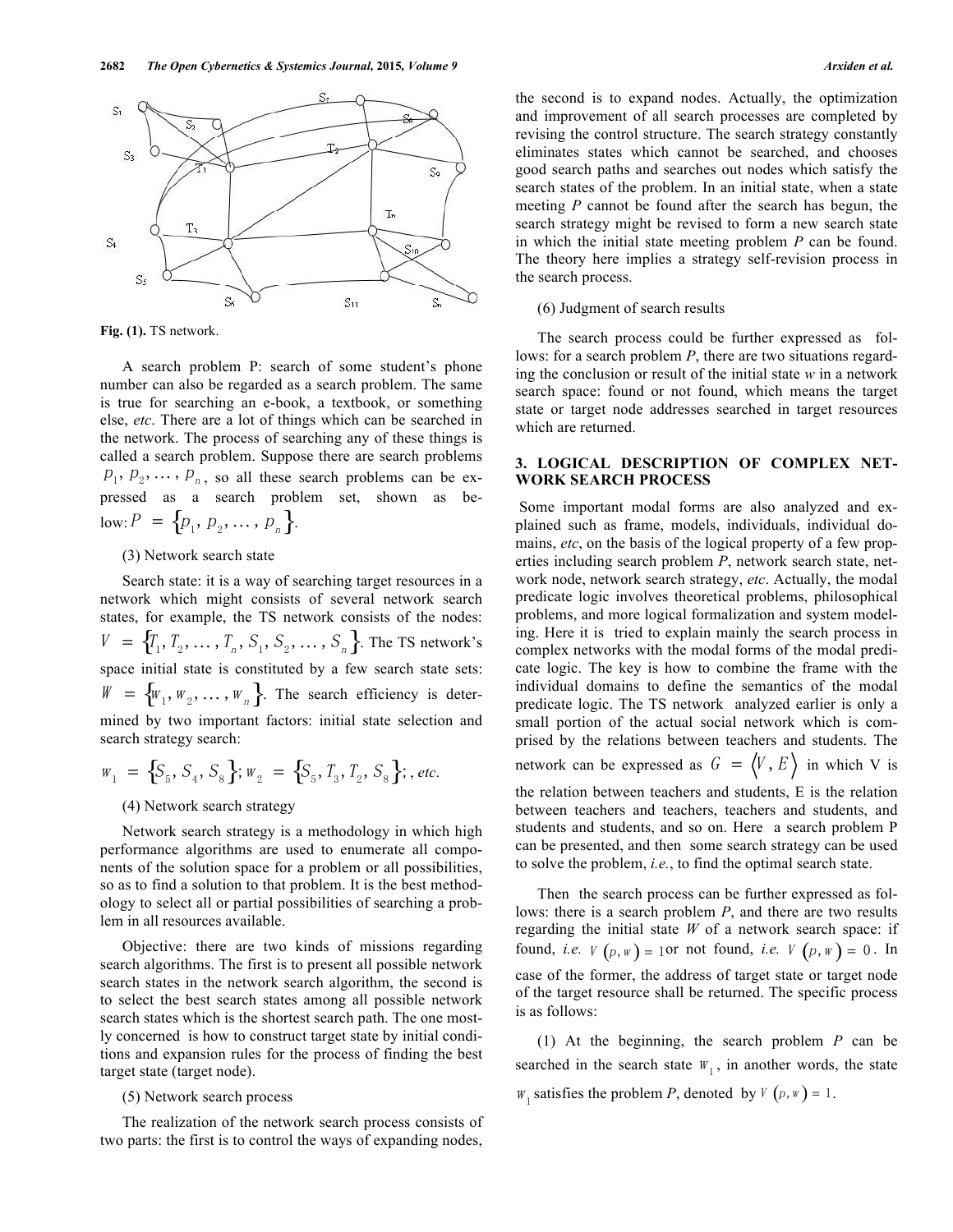Fig. (1). TS network.

A search problem P: search of some student's phone number can also be regarded as a search problem. The same is true for searching an e-book, a textbook, or something else, *etc*. There are a lot of things which can be searched in the network. The process of searching any of these things is called a search problem. Suppose there are search problems $p_1, p_2, \dots, p_n$, so all these search problems can be expressed as a search problem set, shown as below: $P = \{p_1, p_2, \dots, p_n\}$.

(3) Network search state

Search state: it is a way of searching target resources in a network which might consists of several network search states, for example, the TS network consists of the nodes: $V = \{T_1, T_2, \dots, T_n, S_1, S_2, \dots, S_n\}$. The TS network's space initial state is constituted by a few search state sets: $W = \{w_1, w_2, \dots, w_n\}$. The search efficiency is determined by two important factors: initial state selection and search strategy search:

$w_1 = \{S_5, S_4, S_8\}; w_2 = \{S_5, T_3, T_2, S_8\};$, *etc*.

(4) Network search strategy

Network search strategy is a methodology in which high performance algorithms are used to enumerate all components of the solution space for a problem or all possibilities, so as to find a solution to that problem. It is the best methodology to select all or partial possibilities of searching a problem in all resources available.

Objective: there are two kinds of missions regarding search algorithms. The first is to present all possible network search states in the network search algorithm, the second is to select the best search states among all possible network search states which is the shortest search path. The one mostly concerned is how to construct target state by initial conditions and expansion rules for the process of finding the best target state (target node).

(5) Network search process

The realization of the network search process consists of two parts: the first is to control the ways of expanding nodes, the second is to expand nodes. Actually, the optimization and improvement of all search processes are completed by revising the control structure. The search strategy constantly eliminates states which cannot be searched, and chooses good search paths and searches out nodes which satisfy the search states of the problem. In an initial state, when a state meeting *P* cannot be found after the search has begun, the search strategy might be revised to form a new search state in which the initial state meeting problem *P* can be found. The theory here implies a strategy self-revision process in the search process.

(6) Judgment of search results

The search process could be further expressed as follows: for a search problem *P*, there are two situations regarding the conclusion or result of the initial state *w* in a network search space: found or not found, which means the target state or target node addresses searched in target resources which are returned.

## 3. LOGICAL DESCRIPTION OF COMPLEX NETWORK SEARCH PROCESS

Some important modal forms are also analyzed and explained such as frame, models, individuals, individual domains, *etc*, on the basis of the logical property of a few properties including search problem *P*, network search state, network node, network search strategy, *etc*. Actually, the modal predicate logic involves theoretical problems, philosophical problems, and more logical formalization and system modeling. Here it is tried to explain mainly the search process in complex networks with the modal forms of the modal predicate logic. The key is how to combine the frame with the individual domains to define the semantics of the modal predicate logic. The TS network analyzed earlier is only a small portion of the actual social network which is comprised by the relations between teachers and students. The network can be expressed as $G = \langle V, E \rangle$ in which V is the relation between teachers and students, E is the relation between teachers and teachers, teachers and students, and students and students, and so on. Here a search problem P can be presented, and then some search strategy can be used to solve the problem, *i.e.*, to find the optimal search state.

Then the search process can be further expressed as follows: there is a search problem *P*, and there are two results regarding the initial state *W* of a network search space: if found, *i.e.* $V(p, w) = 1$ or not found, *i.e.* $V(p, w) = 0$. In case of the former, the address of target state or target node of the target resource shall be returned. The specific process is as follows:

(1) At the beginning, the search problem *P* can be searched in the search state $w_1$, in another words, the state $w_1$ satisfies the problem *P*, denoted by $V(p, w) = 1$.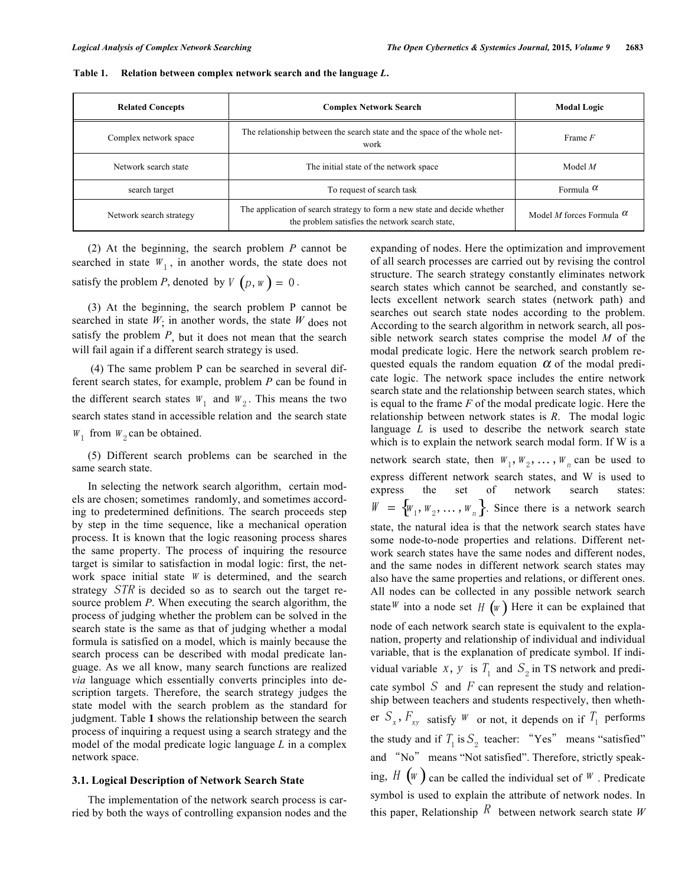**Table 1. Relation between complex network search and the language *L*.**

| Related Concepts | Complex Network Search | Modal Logic |
|---|---|---|
| Complex network space | The relationship between the search state and the space of the whole network | Frame *F* |
| Network search state | The initial state of the network space | Model *M* |
| search target | To request of search task | Formula $\alpha$ |
| Network search strategy | The application of search strategy to form a new state and decide whether the problem satisfies the network search state, | Model *M* forces Formula $\alpha$ |

(2) At the beginning, the search problem *P* cannot be searched in state $W_1$, in another words, the state does not satisfy the problem *P*, denoted by $V(p, w) = 0$.

(3) At the beginning, the search problem P cannot be searched in state $W$; in another words, the state $W$ does not satisfy the problem $P$, but it does not mean that the search will fail again if a different search strategy is used.

(4) The same problem P can be searched in several different search states, for example, problem *P* can be found in the different search states $W_1$ and $W_2$. This means the two search states stand in accessible relation and the search state $W_1$ from $W_2$ can be obtained.

(5) Different search problems can be searched in the same search state.

In selecting the network search algorithm, certain models are chosen; sometimes randomly, and sometimes according to predetermined definitions. The search proceeds step by step in the time sequence, like a mechanical operation process. It is known that the logic reasoning process shares the same property. The process of inquiring the resource target is similar to satisfaction in modal logic: first, the network space initial state $W$ is determined, and the search strategy $STR$ is decided so as to search out the target resource problem *P*. When executing the search algorithm, the process of judging whether the problem can be solved in the search state is the same as that of judging whether a modal formula is satisfied on a model, which is mainly because the search process can be described with modal predicate language. As we all know, many search functions are realized *via* language which essentially converts principles into description targets. Therefore, the search strategy judges the state model with the search problem as the standard for judgment. Table **1** shows the relationship between the search process of inquiring a request using a search strategy and the model of the modal predicate logic language *L* in a complex network space.

### 3.1. Logical Description of Network Search State

The implementation of the network search process is carried by both the ways of controlling expansion nodes and the expanding of nodes. Here the optimization and improvement of all search processes are carried out by revising the control structure. The search strategy constantly eliminates network search states which cannot be searched, and constantly selects excellent network search states (network path) and searches out search state nodes according to the problem. According to the search algorithm in network search, all possible network search states comprise the model *M* of the modal predicate logic. Here the network search problem requested equals the random equation $\alpha$ of the modal predicate logic. The network space includes the entire network search state and the relationship between search states, which is equal to the frame *F* of the modal predicate logic. Here the relationship between network states is *R*. The modal logic language *L* is used to describe the network search state which is to explain the network search modal form. If W is a network search state, then $W_1, W_2, \ldots, W_n$ can be used to express different network search states, and W is used to express the set of network search states: $W = \{W_1, W_2, \ldots, W_n\}$. Since there is a network search state, the natural idea is that the network search states have some node-to-node properties and relations. Different network search states have the same nodes and different nodes, and the same nodes in different network search states may also have the same properties and relations, or different ones. All nodes can be collected in any possible network search state $W$ into a node set $H(W)$ Here it can be explained that node of each network search state is equivalent to the explanation, property and relationship of individual and individual variable, that is the explanation of predicate symbol. If individual variable $x$, $y$ is $T_1$ and $S_2$ in TS network and predicate symbol $S$ and $F$ can represent the study and relationship between teachers and students respectively, then whether $S_x$, $F_{xy}$ satisfy $W$ or not, it depends on if $T_1$ performs the study and if $T_1$ is $S_2$ teacher: "Yes" means "satisfied" and "No" means "Not satisfied". Therefore, strictly speaking, $H(W)$ can be called the individual set of $W$. Predicate symbol is used to explain the attribute of network nodes. In this paper, Relationship $R$ between network search state *W*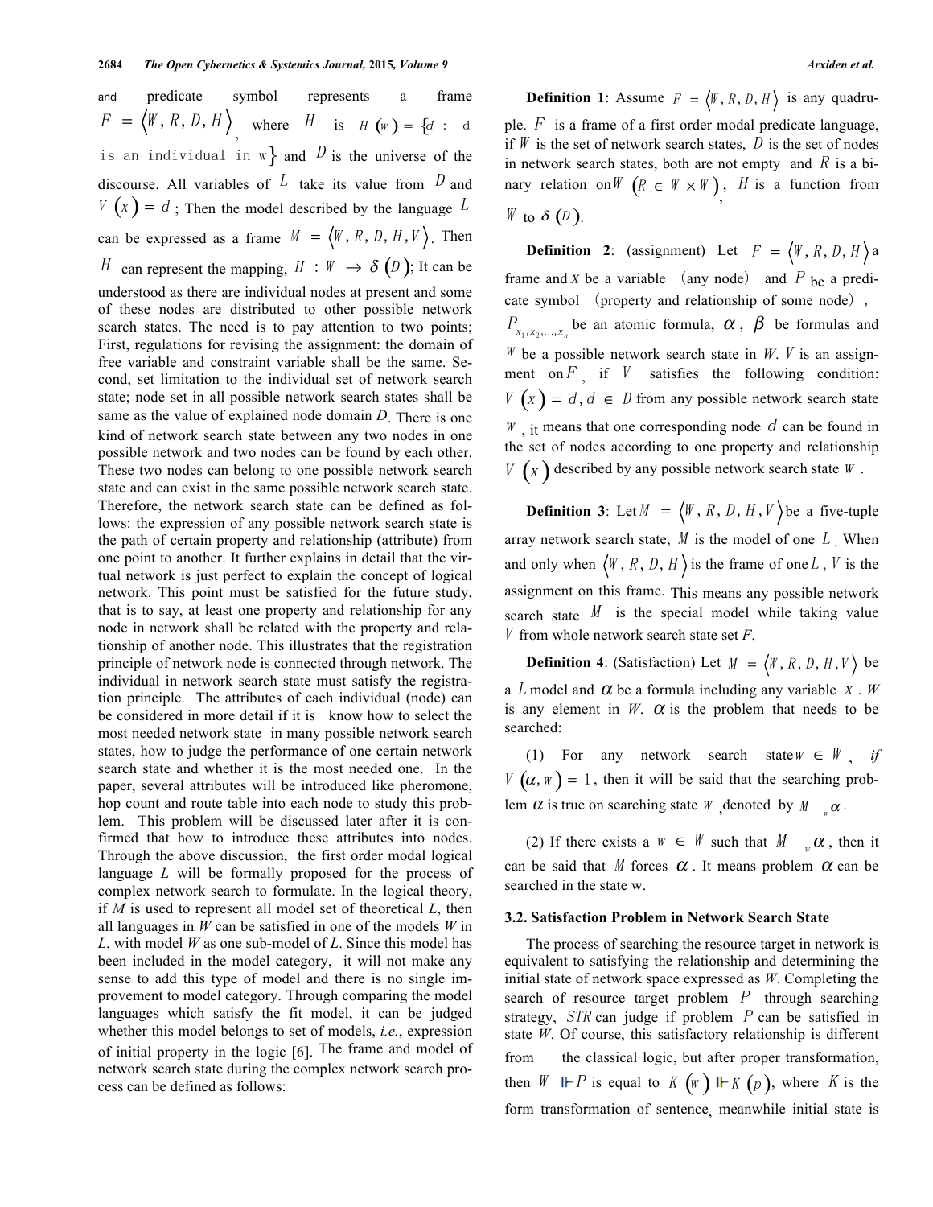and predicate symbol represents a frame $F = \langle W, R, D, H \rangle$, where $H$ is $H(w) = \{d$ : d is an individual in w$\}$ and $D$ is the universe of the discourse. All variables of $L$ take its value from $D$ and $V(x) = d$; Then the model described by the language $L$ can be expressed as a frame $M = \langle W, R, D, H, V \rangle$. Then $H$ can represent the mapping, $H : W \rightarrow \delta(D)$; It can be understood as there are individual nodes at present and some of these nodes are distributed to other possible network search states. The need is to pay attention to two points; First, regulations for revising the assignment: the domain of free variable and constraint variable shall be the same. Second, set limitation to the individual set of network search state; node set in all possible network search states shall be same as the value of explained node domain $D$. There is one kind of network search state between any two nodes in one possible network and two nodes can be found by each other. These two nodes can belong to one possible network search state and can exist in the same possible network search state. Therefore, the network search state can be defined as follows: the expression of any possible network search state is the path of certain property and relationship (attribute) from one point to another. It further explains in detail that the virtual network is just perfect to explain the concept of logical network. This point must be satisfied for the future study, that is to say, at least one property and relationship for any node in network shall be related with the property and relationship of another node. This illustrates that the registration principle of network node is connected through network. The individual in network search state must satisfy the registration principle. The attributes of each individual (node) can be considered in more detail if it is know how to select the most needed network state in many possible network search states, how to judge the performance of one certain network search state and whether it is the most needed one. In the paper, several attributes will be introduced like pheromone, hop count and route table into each node to study this problem. This problem will be discussed later after it is confirmed that how to introduce these attributes into nodes. Through the above discussion, the first order modal logical language $L$ will be formally proposed for the process of complex network search to formulate. In the logical theory, if $M$ is used to represent all model set of theoretical $L$, then all languages in $W$ can be satisfied in one of the models $W$ in $L$, with model $W$ as one sub-model of $L$. Since this model has been included in the model category, it will not make any sense to add this type of model and there is no single improvement to model category. Through comparing the model languages which satisfy the fit model, it can be judged whether this model belongs to set of models, *i.e.*, expression of initial property in the logic [6]. The frame and model of network search state during the complex network search process can be defined as follows:

**Definition 1**: Assume $F = \langle W, R, D, H \rangle$ is any quadruple. $F$ is a frame of a first order modal predicate language, if $W$ is the set of network search states, $D$ is the set of nodes in network search states, both are not empty and $R$ is a binary relation on $W$ $(R \in W \times W)$, $H$ is a function from $W$ to $\delta(D)$.

**Definition 2**: (assignment) Let $F = \langle W, R, D, H \rangle$ a frame and $X$ be a variable (any node) and $P$ be a predicate symbol (property and relationship of some node), $P_{x_1, x_2, \ldots, x_n}$ be an atomic formula, $\alpha$, $\beta$ be formulas and $W$ be a possible network search state in $W$. $V$ is an assignment on $F$, if $V$ satisfies the following condition: $V(x) = d, d \in D$ from any possible network search state $W$, it means that one corresponding node $d$ can be found in the set of nodes according to one property and relationship $V(x)$ described by any possible network search state $W$.

**Definition 3**: Let $M = \langle W, R, D, H, V \rangle$ be a five-tuple array network search state, $M$ is the model of one $L$. When and only when $\langle W, R, D, H \rangle$ is the frame of one $L$, $V$ is the assignment on this frame. This means any possible network search state $M$ is the special model while taking value $V$ from whole network search state set $F$.

**Definition 4**: (Satisfaction) Let $M = \langle W, R, D, H, V \rangle$ be a $L$ model and $\alpha$ be a formula including any variable $X$. $W$ is any element in $W$. $\alpha$ is the problem that needs to be searched:

(1) For any network search state $w \in W$, *if* $V(\alpha, w) = 1$, then it will be said that the searching problem $\alpha$ is true on searching state $w$, denoted by $M \ _w \alpha$.

(2) If there exists a $w \in W$ such that $M \ _w \alpha$, then it can be said that $M$ forces $\alpha$. It means problem $\alpha$ can be searched in the state w.

### 3.2. Satisfaction Problem in Network Search State

The process of searching the resource target in network is equivalent to satisfying the relationship and determining the initial state of network space expressed as $W$. Completing the search of resource target problem $P$ through searching strategy, $STR$ can judge if problem $P$ can be satisfied in state $W$. Of course, this satisfactory relationship is different from the classical logic, but after proper transformation, then $W \Vdash P$ is equal to $K(W) \Vdash K(p)$, where $K$ is the form transformation of sentence, meanwhile initial state is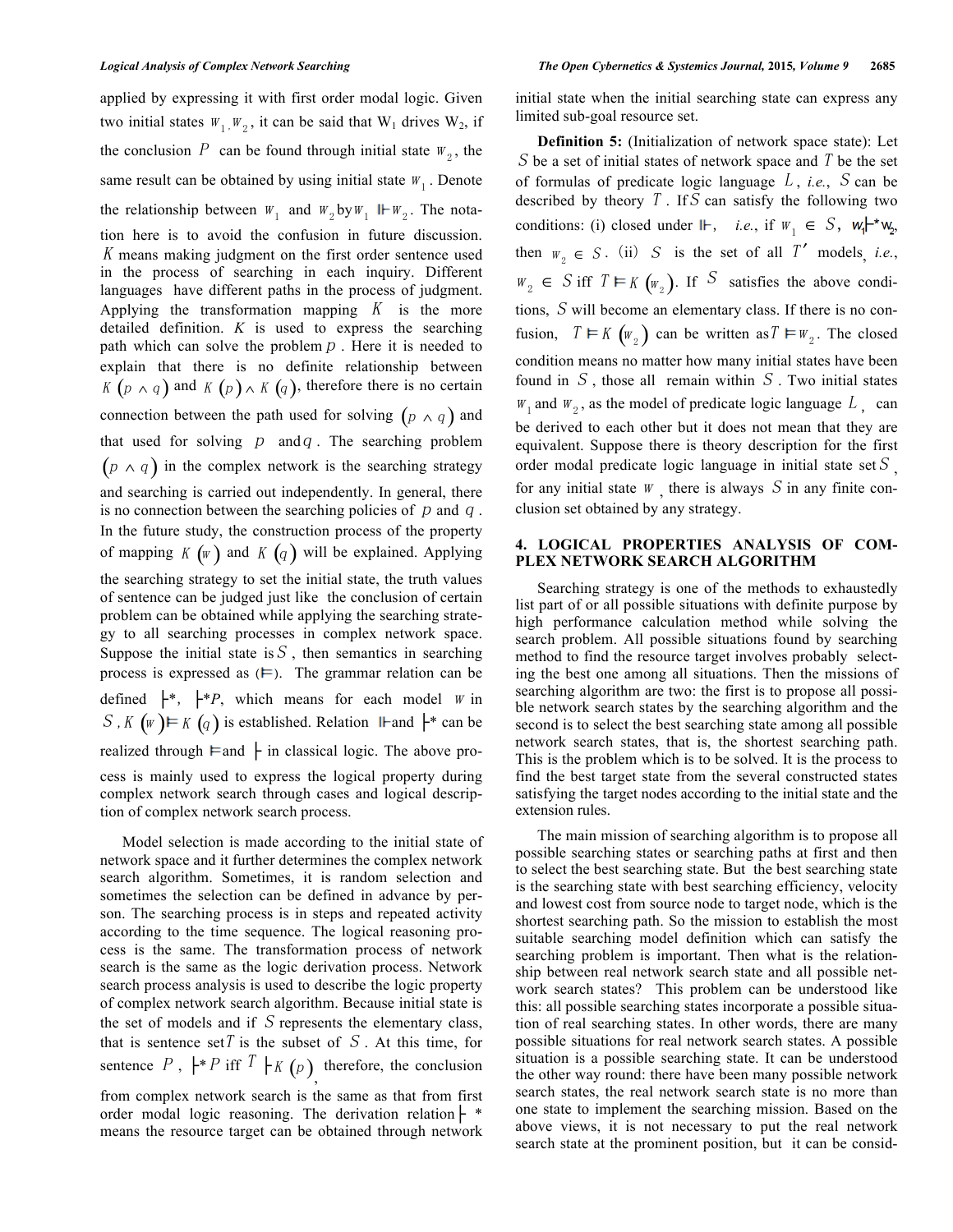applied by expressing it with first order modal logic. Given two initial states $W_1, W_2$, it can be said that $W_1$ drives $W_2$, if the conclusion $P$ can be found through initial state $W_2$, the same result can be obtained by using initial state $W_1$. Denote the relationship between $W_1$ and $W_2$ by $W_1 \Vdash W_2$. The notation here is to avoid the confusion in future discussion. $K$ means making judgment on the first order sentence used in the process of searching in each inquiry. Different languages have different paths in the process of judgment. Applying the transformation mapping $K$ is the more detailed definition. $K$ is used to express the searching path which can solve the problem $p$. Here it is needed to explain that there is no definite relationship between $K(p \wedge q)$ and $K(p) \wedge K(q)$, therefore there is no certain connection between the path used for solving $(p \wedge q)$ and that used for solving $p$ and $q$. The searching problem $(p \wedge q)$ in the complex network is the searching strategy and searching is carried out independently. In general, there is no connection between the searching policies of $p$ and $q$. In the future study, the construction process of the property of mapping $K(w)$ and $K(q)$ will be explained. Applying the searching strategy to set the initial state, the truth values of sentence can be judged just like the conclusion of certain problem can be obtained while applying the searching strategy to all searching processes in complex network space. Suppose the initial state is $S$, then semantics in searching process is expressed as ($\vDash$). The grammar relation can be defined $\vdash^*$, $\vdash^* P$, which means for each model $W$ in $S$, $K(W) \vDash K(q)$ is established. Relation $\Vdash$ and $\vdash^*$ can be realized through $\vDash$ and $\vdash$ in classical logic. The above process is mainly used to express the logical property during complex network search through cases and logical description of complex network search process.

Model selection is made according to the initial state of network space and it further determines the complex network search algorithm. Sometimes, it is random selection and sometimes the selection can be defined in advance by person. The searching process is in steps and repeated activity according to the time sequence. The logical reasoning process is the same. The transformation process of network search is the same as the logic derivation process. Network search process analysis is used to describe the logic property of complex network search algorithm. Because initial state is the set of models and if $S$ represents the elementary class, that is sentence set $T$ is the subset of $S$. At this time, for sentence $P$, $\vdash^* P$ iff $T \vdash K(p)$, therefore, the conclusion from complex network search is the same as that from first order modal logic reasoning. The derivation relation $\vdash^*$ means the resource target can be obtained through network initial state when the initial searching state can express any limited sub-goal resource set.

**Definition 5:** (Initialization of network space state): Let $S$ be a set of initial states of network space and $T$ be the set of formulas of predicate logic language $L$, *i.e.*, $S$ can be described by theory $T$. If $S$ can satisfy the following two conditions: (i) closed under $\Vdash$, *i.e.*, if $W_1 \in S$, $W_1 \vdash^* W_2$, then $W_2 \in S$. (ii) $S$ is the set of all $T'$ models, *i.e.*, $W_2 \in S$ iff $T \vDash K(W_2)$. If $S$ satisfies the above conditions, $S$ will become an elementary class. If there is no confusion, $T \vDash K(W_2)$ can be written as $T \vDash W_2$. The closed condition means no matter how many initial states have been found in $S$, those all remain within $S$. Two initial states $W_1$ and $W_2$, as the model of predicate logic language $L$, can be derived to each other but it does not mean that they are equivalent. Suppose there is theory description for the first order modal predicate logic language in initial state set $S$, for any initial state $W$, there is always $S$ in any finite conclusion set obtained by any strategy.

## 4. LOGICAL PROPERTIES ANALYSIS OF COMPLEX NETWORK SEARCH ALGORITHM

Searching strategy is one of the methods to exhaustedly list part of or all possible situations with definite purpose by high performance calculation method while solving the search problem. All possible situations found by searching method to find the resource target involves probably selecting the best one among all situations. Then the missions of searching algorithm are two: the first is to propose all possible network search states by the searching algorithm and the second is to select the best searching state among all possible network search states, that is, the shortest searching path. This is the problem which is to be solved. It is the process to find the best target state from the several constructed states satisfying the target nodes according to the initial state and the extension rules.

The main mission of searching algorithm is to propose all possible searching states or searching paths at first and then to select the best searching state. But the best searching state is the searching state with best searching efficiency, velocity and lowest cost from source node to target node, which is the shortest searching path. So the mission to establish the most suitable searching model definition which can satisfy the searching problem is important. Then what is the relationship between real network search state and all possible network search states? This problem can be understood like this: all possible searching states incorporate a possible situation of real searching states. In other words, there are many possible situations for real network search states. A possible situation is a possible searching state. It can be understood the other way round: there have been many possible network search states, the real network search state is no more than one state to implement the searching mission. Based on the above views, it is not necessary to put the real network search state at the prominent position, but it can be consid-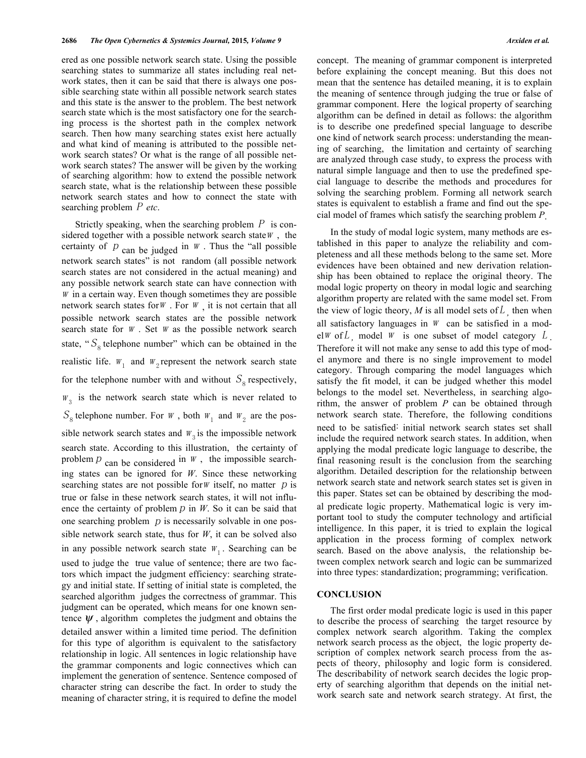ered as one possible network search state. Using the possible searching states to summarize all states including real network states, then it can be said that there is always one possible searching state within all possible network search states and this state is the answer to the problem. The best network search state which is the most satisfactory one for the searching process is the shortest path in the complex network search. Then how many searching states exist here actually and what kind of meaning is attributed to the possible network search states? Or what is the range of all possible network search states? The answer will be given by the working of searching algorithm: how to extend the possible network search state, what is the relationship between these possible network search states and how to connect the state with searching problem $P$ *etc*.

Strictly speaking, when the searching problem $P$ is considered together with a possible network search state $W$, the certainty of $p$ can be judged in $W$. Thus the "all possible network search states" is not random (all possible network search states are not considered in the actual meaning) and any possible network search state can have connection with $W$ in a certain way. Even though sometimes they are possible network search states for $W$. For $W$, it is not certain that all possible network search states are the possible network search state for $W$. Set $W$ as the possible network search state, "$S_8$ telephone number" which can be obtained in the realistic life. $W_1$ and $W_2$ represent the network search state for the telephone number with and without $S_8$ respectively, $W_3$ is the network search state which is never related to $S_8$ telephone number. For $W$, both $W_1$ and $W_2$ are the possible network search states and $W_3$ is the impossible network search state. According to this illustration, the certainty of problem $p$ can be considered in $W$, the impossible searching states can be ignored for *W*. Since these networking searching states are not possible for $W$ itself, no matter $p$ is true or false in these network search states, it will not influence the certainty of problem $p$ in *W*. So it can be said that one searching problem $p$ is necessarily solvable in one possible network search state, thus for *W*, it can be solved also in any possible network search state $W_1$. Searching can be used to judge the true value of sentence; there are two factors which impact the judgment efficiency: searching strategy and initial state. If setting of initial state is completed, the searched algorithm judges the correctness of grammar. This judgment can be operated, which means for one known sentence $\psi$, algorithm completes the judgment and obtains the detailed answer within a limited time period. The definition for this type of algorithm is equivalent to the satisfactory relationship in logic. All sentences in logic relationship have the grammar components and logic connectives which can implement the generation of sentence. Sentence composed of character string can describe the fact. In order to study the meaning of character string, it is required to define the model concept. The meaning of grammar component is interpreted before explaining the concept meaning. But this does not mean that the sentence has detailed meaning, it is to explain the meaning of sentence through judging the true or false of grammar component. Here the logical property of searching algorithm can be defined in detail as follows: the algorithm is to describe one predefined special language to describe one kind of network search process: understanding the meaning of searching, the limitation and certainty of searching are analyzed through case study, to express the process with natural simple language and then to use the predefined special language to describe the methods and procedures for solving the searching problem. Forming all network search states is equivalent to establish a frame and find out the special model of frames which satisfy the searching problem *P*.

In the study of modal logic system, many methods are established in this paper to analyze the reliability and completeness and all these methods belong to the same set. More evidences have been obtained and new derivation relationship has been obtained to replace the original theory. The modal logic property on theory in modal logic and searching algorithm property are related with the same model set. From the view of logic theory, *M* is all model sets of $L$, then when all satisfactory languages in $W$ can be satisfied in a model $W$ of $L$, model $W$ is one subset of model category $L$. Therefore it will not make any sense to add this type of model anymore and there is no single improvement to model category. Through comparing the model languages which satisfy the fit model, it can be judged whether this model belongs to the model set. Nevertheless, in searching algorithm, the answer of problem *P* can be obtained through network search state. Therefore, the following conditions need to be satisfied: initial network search states set shall include the required network search states. In addition, when applying the modal predicate logic language to describe, the final reasoning result is the conclusion from the searching algorithm. Detailed description for the relationship between network search state and network search states set is given in this paper. States set can be obtained by describing the modal predicate logic property. Mathematical logic is very important tool to study the computer technology and artificial intelligence. In this paper, it is tried to explain the logical application in the process forming of complex network search. Based on the above analysis, the relationship between complex network search and logic can be summarized into three types: standardization; programming; verification.

## CONCLUSION

The first order modal predicate logic is used in this paper to describe the process of searching the target resource by complex network search algorithm. Taking the complex network search process as the object, the logic property description of complex network search process from the aspects of theory, philosophy and logic form is considered. The describability of network search decides the logic property of searching algorithm that depends on the initial network search sate and network search strategy. At first, the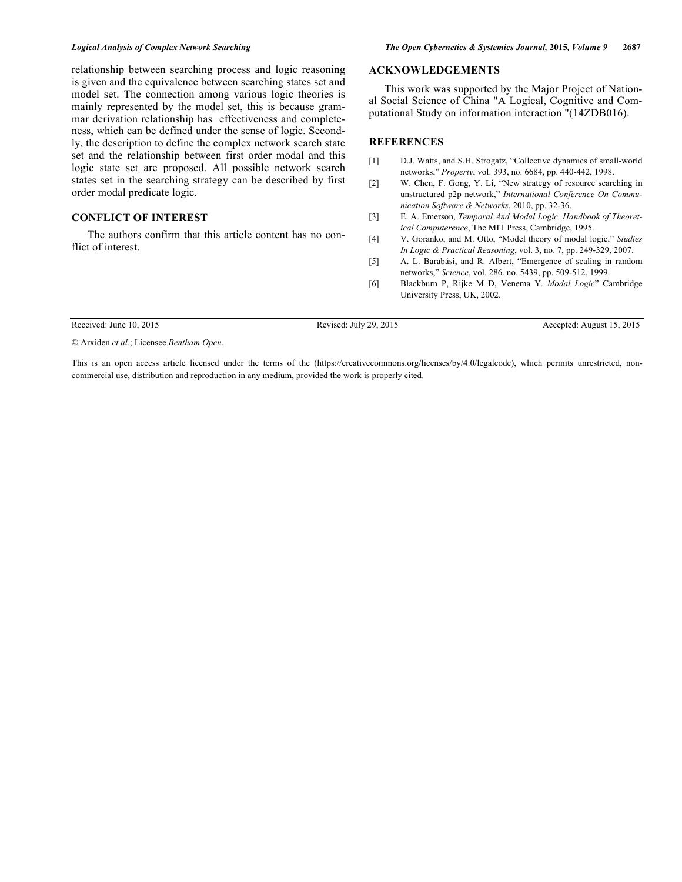relationship between searching process and logic reasoning is given and the equivalence between searching states set and model set. The connection among various logic theories is mainly represented by the model set, this is because grammar derivation relationship has effectiveness and completeness, which can be defined under the sense of logic. Secondly, the description to define the complex network search state set and the relationship between first order modal and this logic state set are proposed. All possible network search states set in the searching strategy can be described by first order modal predicate logic.

## CONFLICT OF INTEREST

The authors confirm that this article content has no conflict of interest.

## ACKNOWLEDGEMENTS

This work was supported by the Major Project of National Social Science of China "A Logical, Cognitive and Computational Study on information interaction "(14ZDB016).

## REFERENCES

[1] D.J. Watts, and S.H. Strogatz, “Collective dynamics of small-world networks,” *Property*, vol. 393, no. 6684, pp. 440-442, 1998.

[2] W. Chen, F. Gong, Y. Li, “New strategy of resource searching in unstructured p2p network,” *International Conference On Communication Software & Networks*, 2010, pp. 32-36.

[3] E. A. Emerson, *Temporal And Modal Logic, Handbook of Theoretical Computerence*, The MIT Press, Cambridge, 1995.

[4] V. Goranko, and M. Otto, “Model theory of modal logic,” *Studies In Logic & Practical Reasoning*, vol. 3, no. 7, pp. 249-329, 2007.

[5] A. L. Barabási, and R. Albert, “Emergence of scaling in random networks,” *Science*, vol. 286. no. 5439, pp. 509-512, 1999.

[6] Blackburn P, Rijke M D, Venema Y. *Modal Logic*” Cambridge University Press, UK, 2002.

Received: June 10, 2015 Revised: July 29, 2015 Accepted: August 15, 2015

© Arxiden *et al.*; Licensee *Bentham Open.*

This is an open access article licensed under the terms of the (https://creativecommons.org/licenses/by/4.0/legalcode), which permits unrestricted, non-commercial use, distribution and reproduction in any medium, provided the work is properly cited.